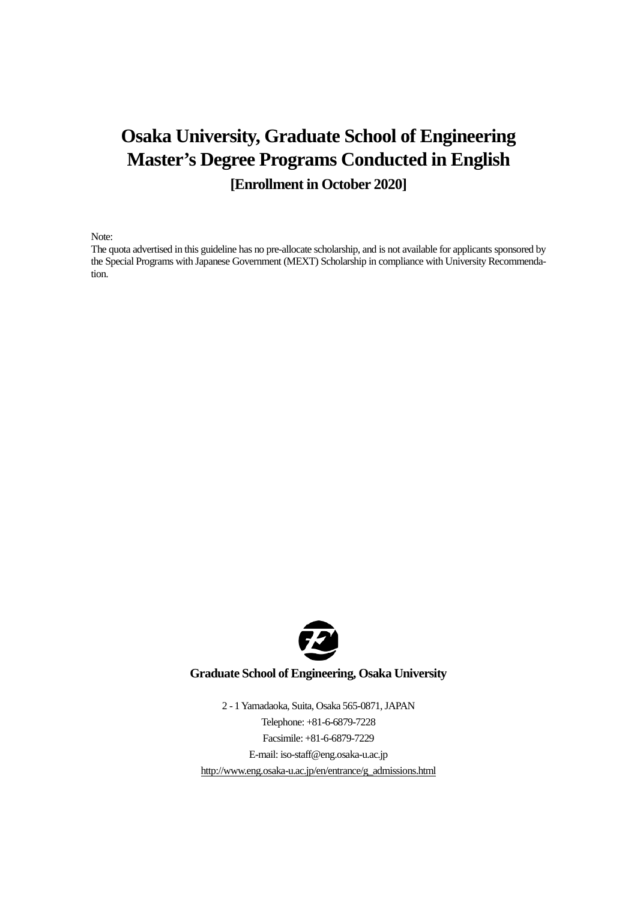# Osaka University, Graduate School of Engineering
# Master's Degree Programs Conducted in English

### [Enrollment in October 2020]

Note:
The quota advertised in this guideline has no pre-allocate scholarship, and is not available for applicants sponsored by the Special Programs with Japanese Government (MEXT) Scholarship in compliance with University Recommendation.

**Graduate School of Engineering, Osaka University**

2 - 1 Yamadaoka, Suita, Osaka 565-0871, JAPAN
Telephone: +81-6-6879-7228
Facsimile: +81-6-6879-7229
E-mail: iso-staff@eng.osaka-u.ac.jp
http://www.eng.osaka-u.ac.jp/en/entrance/g_admissions.html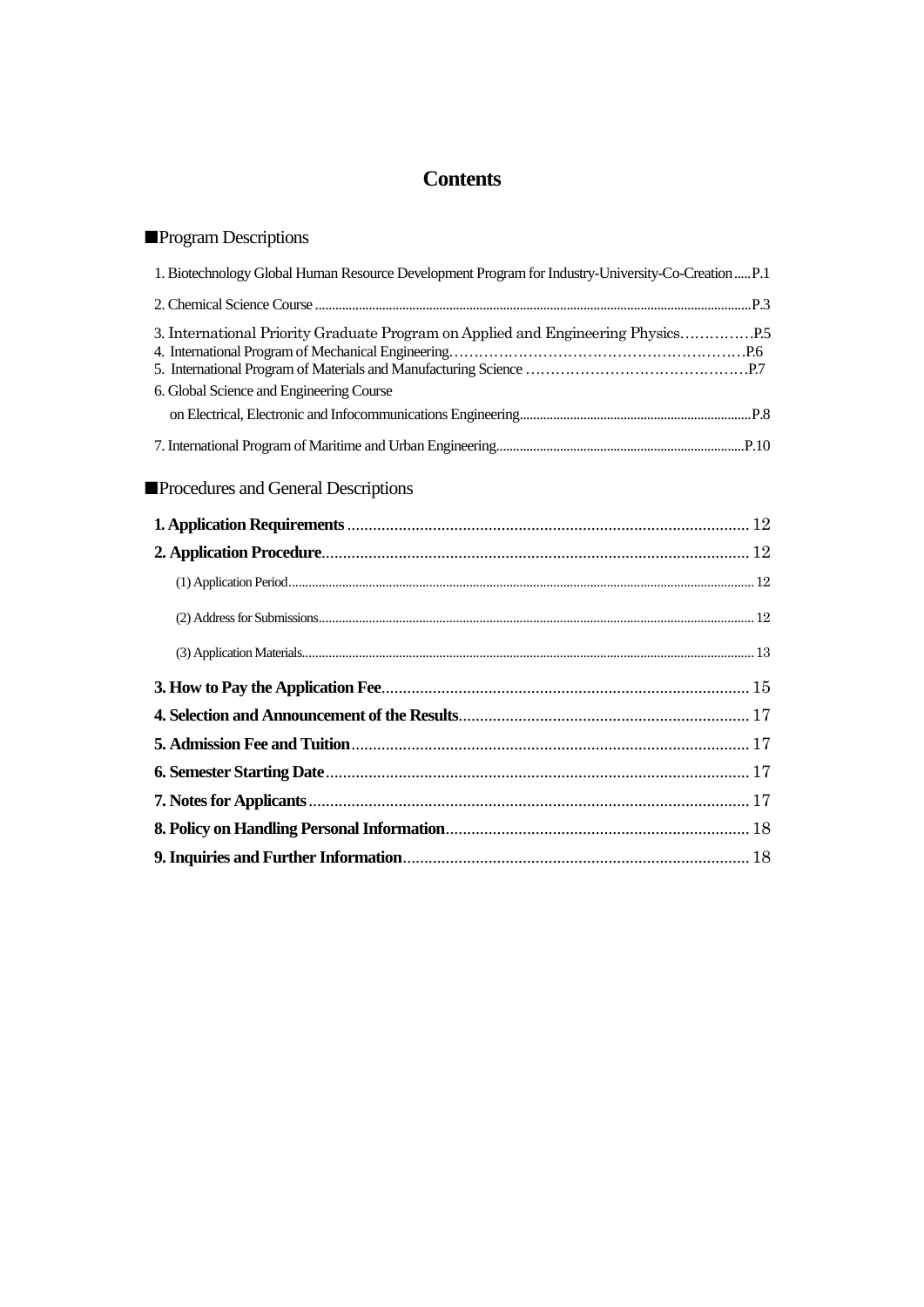# Contents

## ■Program Descriptions

1. Biotechnology Global Human Resource Development Program for Industry-University-Co-Creation.....P.1

2. Chemical Science Course.....P.3

3. International Priority Graduate Program on Applied and Engineering Physics.....P.5

4. International Program of Mechanical Engineering.....P.6

5. International Program of Materials and Manufacturing Science.....P.7

6. Global Science and Engineering Course on Electrical, Electronic and Infocommunications Engineering.....P.8

7. International Program of Maritime and Urban Engineering.....P.10

## ■Procedures and General Descriptions

**1. Application Requirements**..... 12

**2. Application Procedure**..... 12

- (1) Application Period..... 12
- (2) Address for Submissions..... 12
- (3) Application Materials..... 13

**3. How to Pay the Application Fee**..... 15

**4. Selection and Announcement of the Results**..... 17

**5. Admission Fee and Tuition**..... 17

**6. Semester Starting Date**..... 17

**7. Notes for Applicants**..... 17

**8. Policy on Handling Personal Information**..... 18

**9. Inquiries and Further Information**..... 18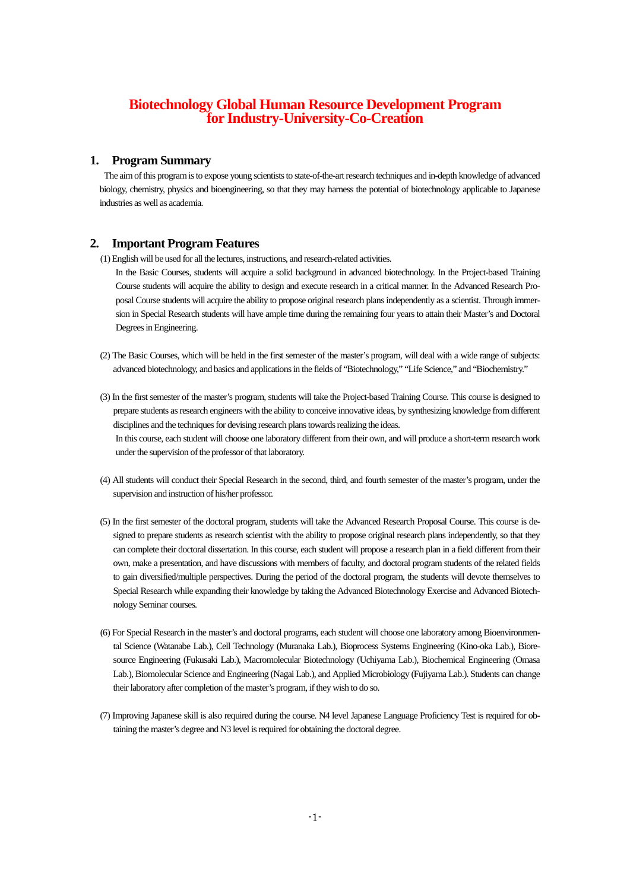# Biotechnology Global Human Resource Development Program for Industry-University-Co-Creation

## 1. Program Summary

The aim of this program is to expose young scientists to state-of-the-art research techniques and in-depth knowledge of advanced biology, chemistry, physics and bioengineering, so that they may harness the potential of biotechnology applicable to Japanese industries as well as academia.

## 2. Important Program Features

(1) English will be used for all the lectures, instructions, and research-related activities.

In the Basic Courses, students will acquire a solid background in advanced biotechnology. In the Project-based Training Course students will acquire the ability to design and execute research in a critical manner. In the Advanced Research Proposal Course students will acquire the ability to propose original research plans independently as a scientist. Through immersion in Special Research students will have ample time during the remaining four years to attain their Master's and Doctoral Degrees in Engineering.

(2) The Basic Courses, which will be held in the first semester of the master's program, will deal with a wide range of subjects: advanced biotechnology, and basics and applications in the fields of "Biotechnology," "Life Science," and "Biochemistry."

(3) In the first semester of the master's program, students will take the Project-based Training Course. This course is designed to prepare students as research engineers with the ability to conceive innovative ideas, by synthesizing knowledge from different disciplines and the techniques for devising research plans towards realizing the ideas.

In this course, each student will choose one laboratory different from their own, and will produce a short-term research work under the supervision of the professor of that laboratory.

(4) All students will conduct their Special Research in the second, third, and fourth semester of the master's program, under the supervision and instruction of his/her professor.

(5) In the first semester of the doctoral program, students will take the Advanced Research Proposal Course. This course is designed to prepare students as research scientist with the ability to propose original research plans independently, so that they can complete their doctoral dissertation. In this course, each student will propose a research plan in a field different from their own, make a presentation, and have discussions with members of faculty, and doctoral program students of the related fields to gain diversified/multiple perspectives. During the period of the doctoral program, the students will devote themselves to Special Research while expanding their knowledge by taking the Advanced Biotechnology Exercise and Advanced Biotechnology Seminar courses.

(6) For Special Research in the master's and doctoral programs, each student will choose one laboratory among Bioenvironmental Science (Watanabe Lab.), Cell Technology (Muranaka Lab.), Bioprocess Systems Engineering (Kino-oka Lab.), Bioresource Engineering (Fukusaki Lab.), Macromolecular Biotechnology (Uchiyama Lab.), Biochemical Engineering (Omasa Lab.), Biomolecular Science and Engineering (Nagai Lab.), and Applied Microbiology (Fujiyama Lab.). Students can change their laboratory after completion of the master's program, if they wish to do so.

(7) Improving Japanese skill is also required during the course. N4 level Japanese Language Proficiency Test is required for obtaining the master's degree and N3 level is required for obtaining the doctoral degree.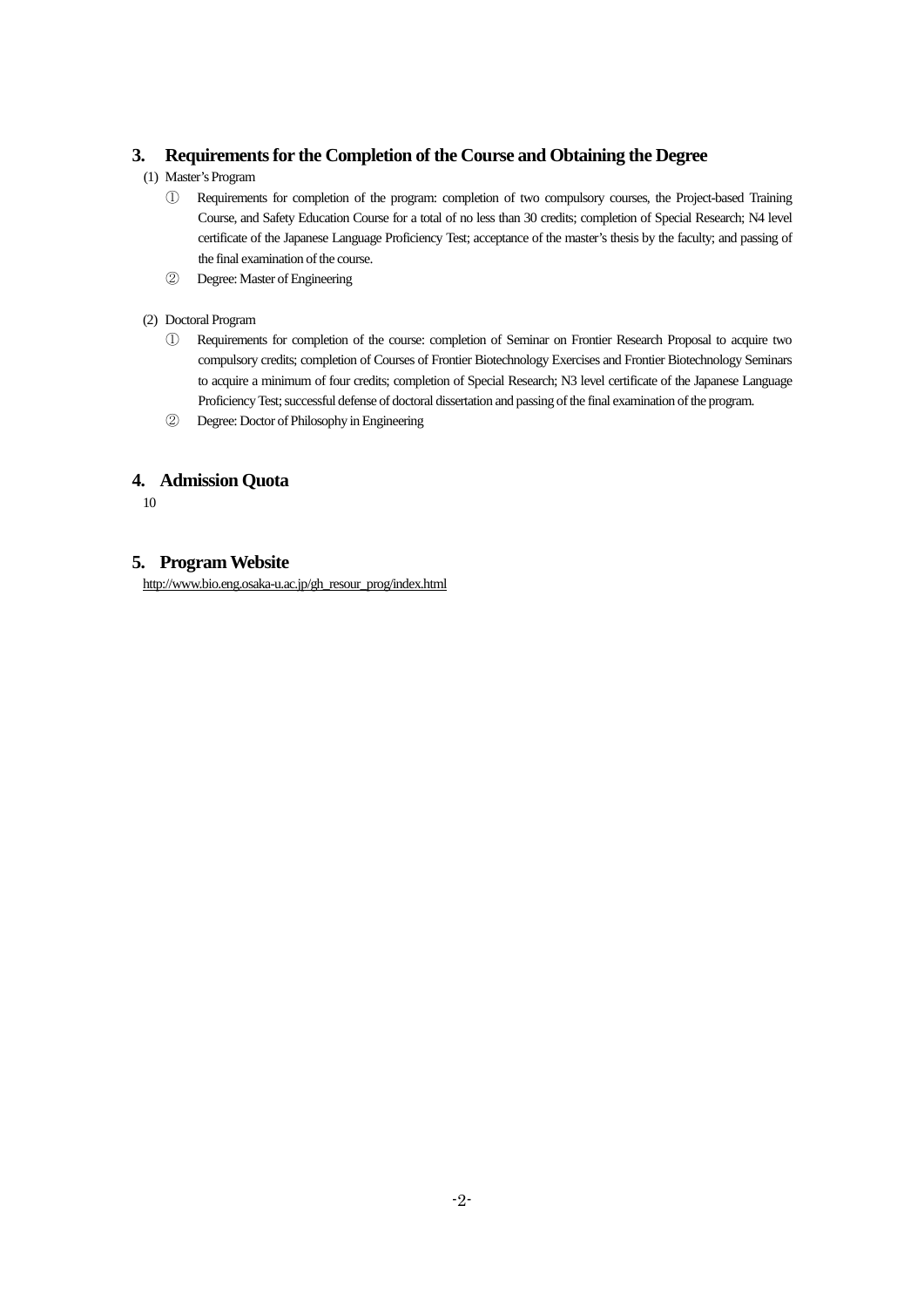## 3. Requirements for the Completion of the Course and Obtaining the Degree

(1) Master's Program

① Requirements for completion of the program: completion of two compulsory courses, the Project-based Training Course, and Safety Education Course for a total of no less than 30 credits; completion of Special Research; N4 level certificate of the Japanese Language Proficiency Test; acceptance of the master's thesis by the faculty; and passing of the final examination of the course.

② Degree: Master of Engineering

(2) Doctoral Program

① Requirements for completion of the course: completion of Seminar on Frontier Research Proposal to acquire two compulsory credits; completion of Courses of Frontier Biotechnology Exercises and Frontier Biotechnology Seminars to acquire a minimum of four credits; completion of Special Research; N3 level certificate of the Japanese Language Proficiency Test; successful defense of doctoral dissertation and passing of the final examination of the program.

② Degree: Doctor of Philosophy in Engineering

## 4. Admission Quota

10

## 5. Program Website

http://www.bio.eng.osaka-u.ac.jp/gh_resour_prog/index.html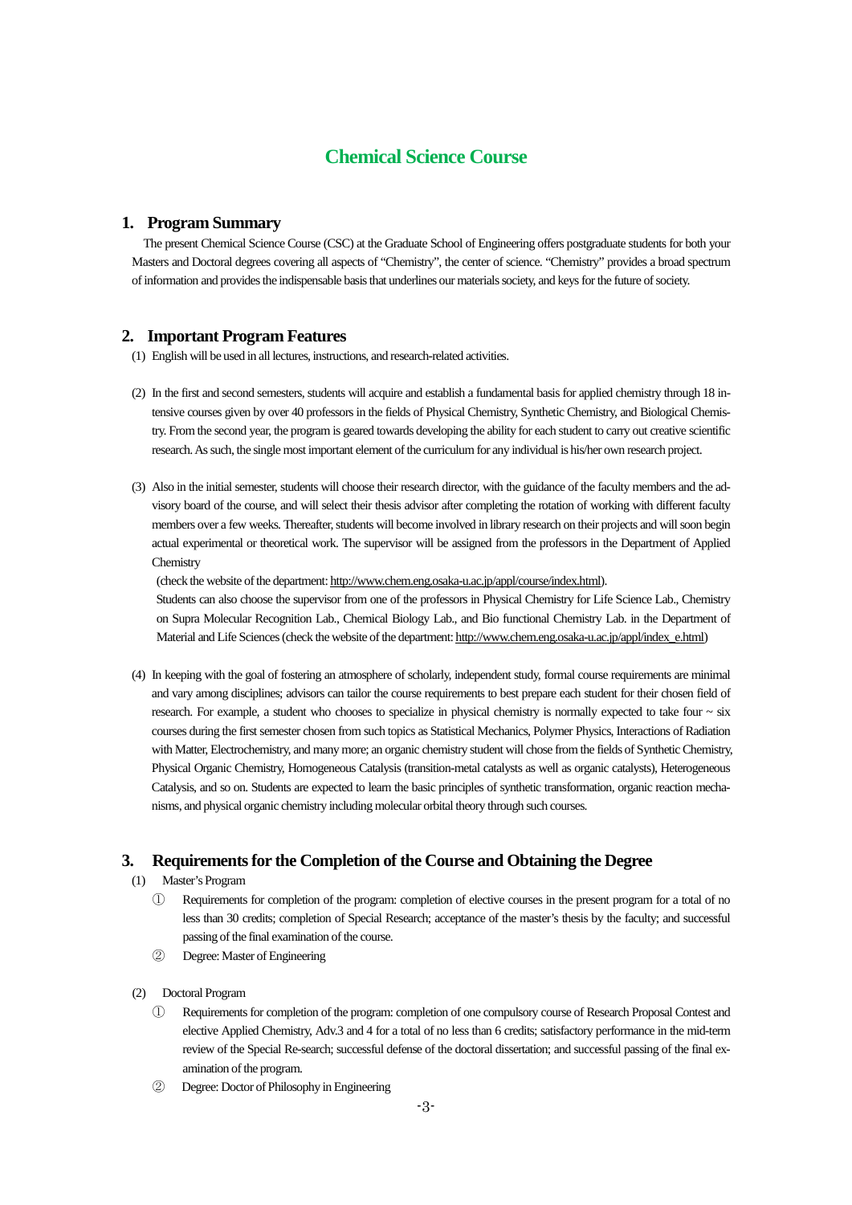# Chemical Science Course

## 1. Program Summary

The present Chemical Science Course (CSC) at the Graduate School of Engineering offers postgraduate students for both your Masters and Doctoral degrees covering all aspects of "Chemistry", the center of science. "Chemistry" provides a broad spectrum of information and provides the indispensable basis that underlines our materials society, and keys for the future of society.

## 2. Important Program Features

(1) English will be used in all lectures, instructions, and research-related activities.

(2) In the first and second semesters, students will acquire and establish a fundamental basis for applied chemistry through 18 intensive courses given by over 40 professors in the fields of Physical Chemistry, Synthetic Chemistry, and Biological Chemistry. From the second year, the program is geared towards developing the ability for each student to carry out creative scientific research. As such, the single most important element of the curriculum for any individual is his/her own research project.

(3) Also in the initial semester, students will choose their research director, with the guidance of the faculty members and the advisory board of the course, and will select their thesis advisor after completing the rotation of working with different faculty members over a few weeks. Thereafter, students will become involved in library research on their projects and will soon begin actual experimental or theoretical work. The supervisor will be assigned from the professors in the Department of Applied Chemistry

(check the website of the department: http://www.chem.eng.osaka-u.ac.jp/appl/course/index.html).

Students can also choose the supervisor from one of the professors in Physical Chemistry for Life Science Lab., Chemistry on Supra Molecular Recognition Lab., Chemical Biology Lab., and Bio functional Chemistry Lab. in the Department of Material and Life Sciences (check the website of the department: http://www.chem.eng.osaka-u.ac.jp/appl/index_e.html)

(4) In keeping with the goal of fostering an atmosphere of scholarly, independent study, formal course requirements are minimal and vary among disciplines; advisors can tailor the course requirements to best prepare each student for their chosen field of research. For example, a student who chooses to specialize in physical chemistry is normally expected to take four ~ six courses during the first semester chosen from such topics as Statistical Mechanics, Polymer Physics, Interactions of Radiation with Matter, Electrochemistry, and many more; an organic chemistry student will chose from the fields of Synthetic Chemistry, Physical Organic Chemistry, Homogeneous Catalysis (transition-metal catalysts as well as organic catalysts), Heterogeneous Catalysis, and so on. Students are expected to learn the basic principles of synthetic transformation, organic reaction mechanisms, and physical organic chemistry including molecular orbital theory through such courses.

## 3. Requirements for the Completion of the Course and Obtaining the Degree

(1) Master's Program

① Requirements for completion of the program: completion of elective courses in the present program for a total of no less than 30 credits; completion of Special Research; acceptance of the master's thesis by the faculty; and successful passing of the final examination of the course.

② Degree: Master of Engineering

(2) Doctoral Program

① Requirements for completion of the program: completion of one compulsory course of Research Proposal Contest and elective Applied Chemistry, Adv.3 and 4 for a total of no less than 6 credits; satisfactory performance in the mid-term review of the Special Re-search; successful defense of the doctoral dissertation; and successful passing of the final examination of the program.

② Degree: Doctor of Philosophy in Engineering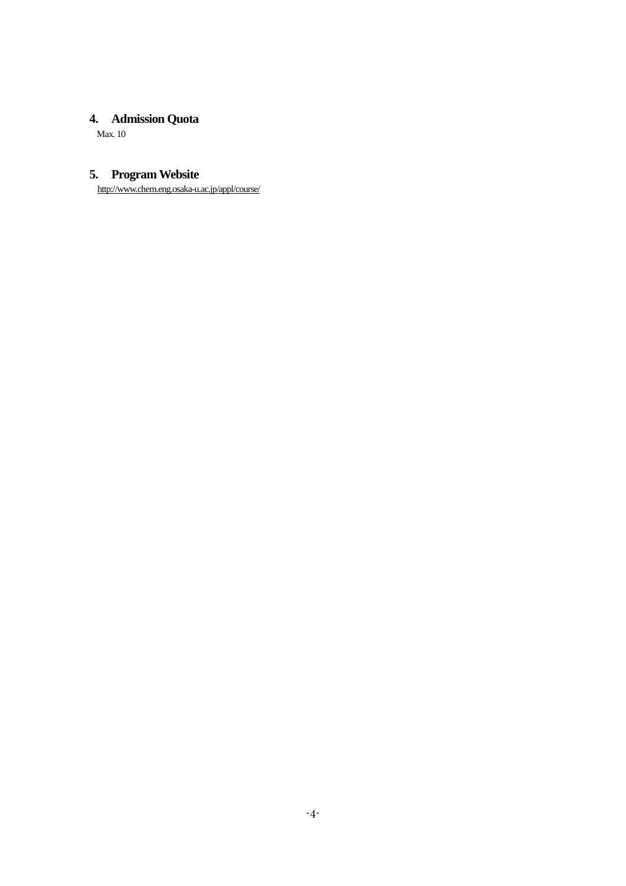## 4. Admission Quota

Max. 10

## 5. Program Website

http://www.chem.eng.osaka-u.ac.jp/appl/course/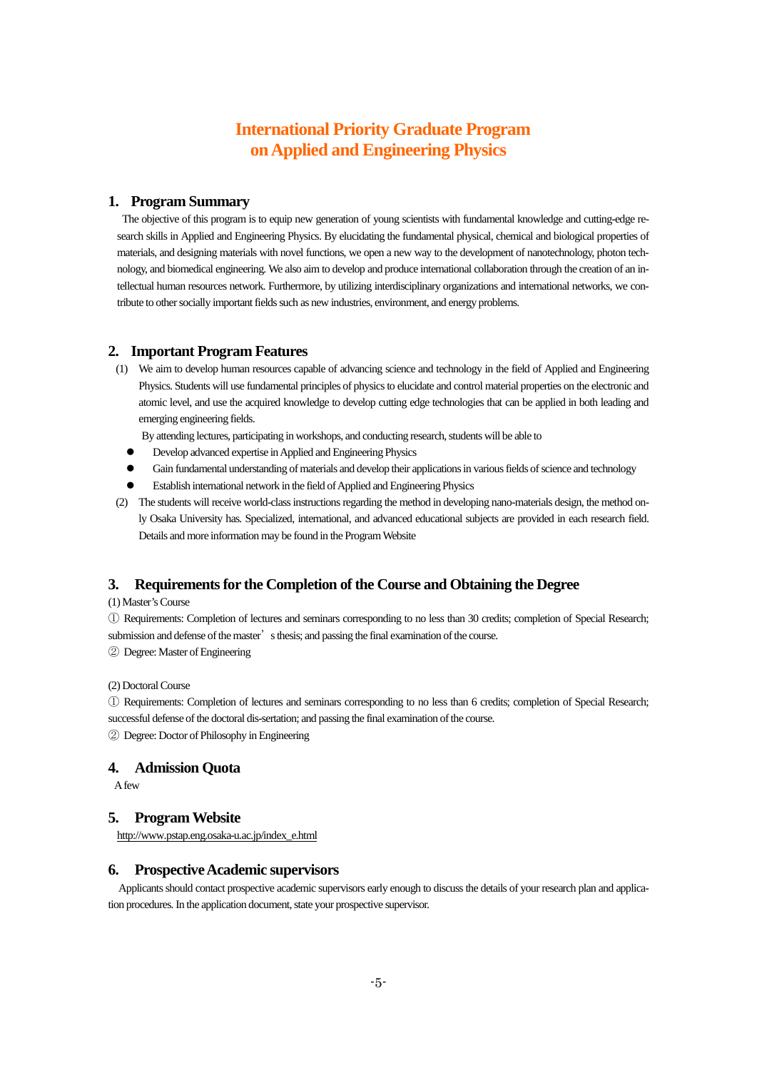# International Priority Graduate Program on Applied and Engineering Physics

## 1. Program Summary

The objective of this program is to equip new generation of young scientists with fundamental knowledge and cutting-edge research skills in Applied and Engineering Physics. By elucidating the fundamental physical, chemical and biological properties of materials, and designing materials with novel functions, we open a new way to the development of nanotechnology, photon technology, and biomedical engineering. We also aim to develop and produce international collaboration through the creation of an intellectual human resources network. Furthermore, by utilizing interdisciplinary organizations and international networks, we contribute to other socially important fields such as new industries, environment, and energy problems.

## 2. Important Program Features

(1) We aim to develop human resources capable of advancing science and technology in the field of Applied and Engineering Physics. Students will use fundamental principles of physics to elucidate and control material properties on the electronic and atomic level, and use the acquired knowledge to develop cutting edge technologies that can be applied in both leading and emerging engineering fields.

By attending lectures, participating in workshops, and conducting research, students will be able to

- Develop advanced expertise in Applied and Engineering Physics
- Gain fundamental understanding of materials and develop their applications in various fields of science and technology
- Establish international network in the field of Applied and Engineering Physics

(2) The students will receive world-class instructions regarding the method in developing nano-materials design, the method only Osaka University has. Specialized, international, and advanced educational subjects are provided in each research field. Details and more information may be found in the Program Website

## 3. Requirements for the Completion of the Course and Obtaining the Degree

(1) Master's Course

① Requirements: Completion of lectures and seminars corresponding to no less than 30 credits; completion of Special Research; submission and defense of the master's thesis; and passing the final examination of the course.

② Degree: Master of Engineering

(2) Doctoral Course

① Requirements: Completion of lectures and seminars corresponding to no less than 6 credits; completion of Special Research; successful defense of the doctoral dis-sertation; and passing the final examination of the course.

② Degree: Doctor of Philosophy in Engineering

## 4. Admission Quota

A few

## 5. Program Website

http://www.pstap.eng.osaka-u.ac.jp/index_e.html

## 6. Prospective Academic supervisors

Applicants should contact prospective academic supervisors early enough to discuss the details of your research plan and application procedures. In the application document, state your prospective supervisor.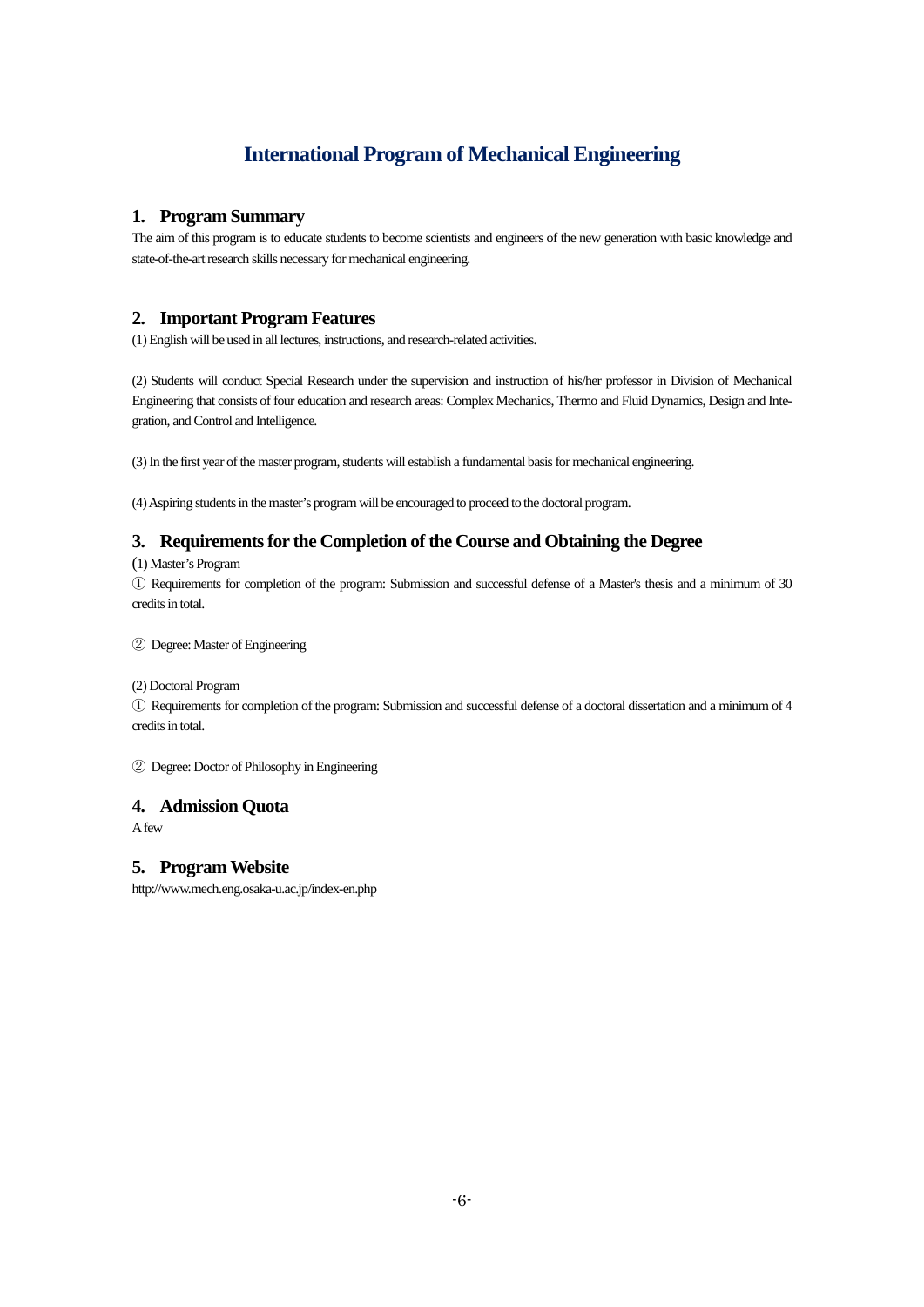# International Program of Mechanical Engineering

## 1. Program Summary

The aim of this program is to educate students to become scientists and engineers of the new generation with basic knowledge and state-of-the-art research skills necessary for mechanical engineering.

## 2. Important Program Features

(1) English will be used in all lectures, instructions, and research-related activities.

(2) Students will conduct Special Research under the supervision and instruction of his/her professor in Division of Mechanical Engineering that consists of four education and research areas: Complex Mechanics, Thermo and Fluid Dynamics, Design and Integration, and Control and Intelligence.

(3) In the first year of the master program, students will establish a fundamental basis for mechanical engineering.

(4) Aspiring students in the master's program will be encouraged to proceed to the doctoral program.

## 3. Requirements for the Completion of the Course and Obtaining the Degree

(1) Master's Program

① Requirements for completion of the program: Submission and successful defense of a Master's thesis and a minimum of 30 credits in total.

② Degree: Master of Engineering

(2) Doctoral Program

① Requirements for completion of the program: Submission and successful defense of a doctoral dissertation and a minimum of 4 credits in total.

② Degree: Doctor of Philosophy in Engineering

## 4. Admission Quota

A few

## 5. Program Website

http://www.mech.eng.osaka-u.ac.jp/index-en.php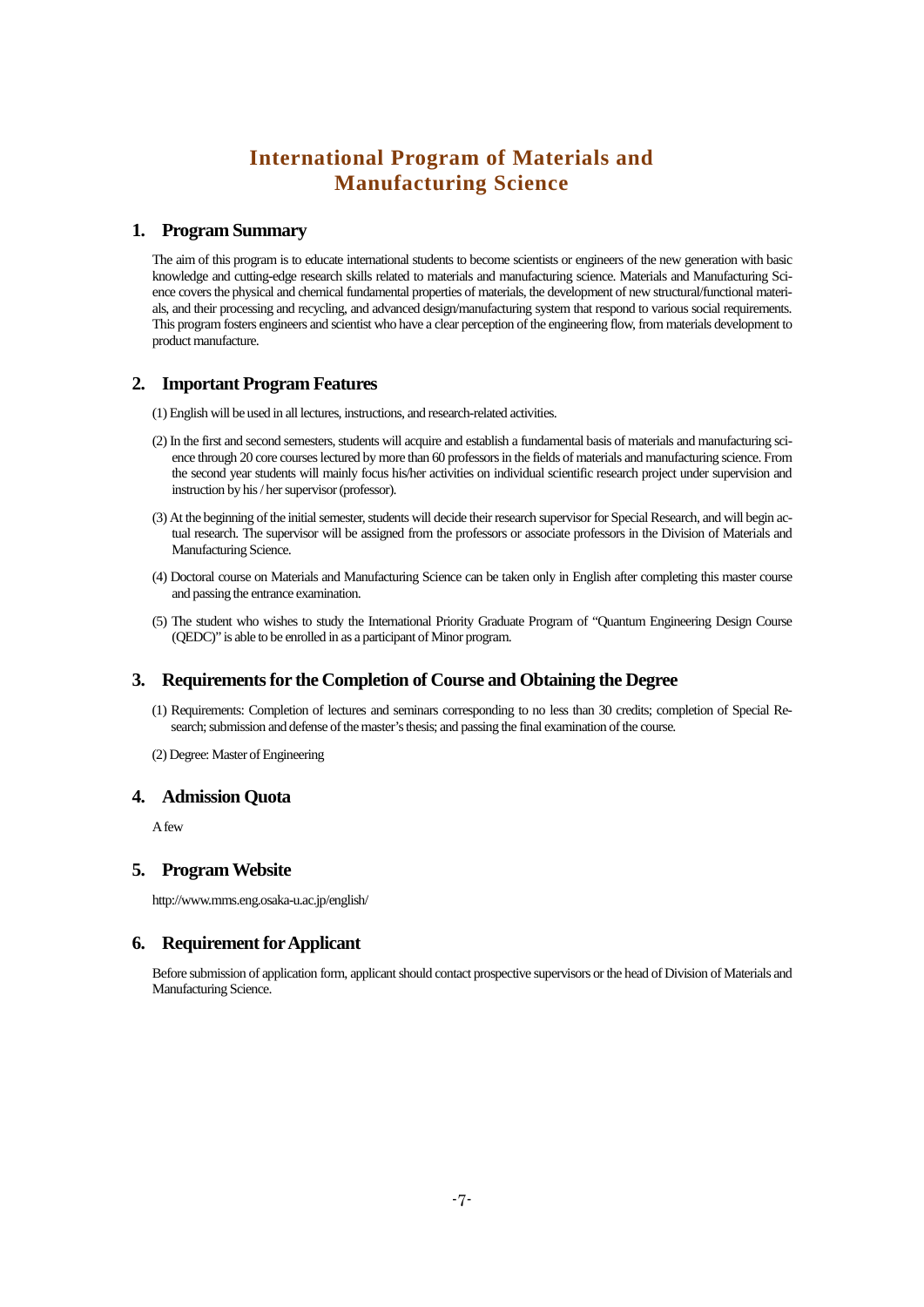# International Program of Materials and Manufacturing Science

## 1. Program Summary

The aim of this program is to educate international students to become scientists or engineers of the new generation with basic knowledge and cutting-edge research skills related to materials and manufacturing science. Materials and Manufacturing Science covers the physical and chemical fundamental properties of materials, the development of new structural/functional materials, and their processing and recycling, and advanced design/manufacturing system that respond to various social requirements. This program fosters engineers and scientist who have a clear perception of the engineering flow, from materials development to product manufacture.

## 2. Important Program Features

(1) English will be used in all lectures, instructions, and research-related activities.

(2) In the first and second semesters, students will acquire and establish a fundamental basis of materials and manufacturing science through 20 core courses lectured by more than 60 professors in the fields of materials and manufacturing science. From the second year students will mainly focus his/her activities on individual scientific research project under supervision and instruction by his / her supervisor (professor).

(3) At the beginning of the initial semester, students will decide their research supervisor for Special Research, and will begin actual research. The supervisor will be assigned from the professors or associate professors in the Division of Materials and Manufacturing Science.

(4) Doctoral course on Materials and Manufacturing Science can be taken only in English after completing this master course and passing the entrance examination.

(5) The student who wishes to study the International Priority Graduate Program of "Quantum Engineering Design Course (QEDC)" is able to be enrolled in as a participant of Minor program.

## 3. Requirements for the Completion of Course and Obtaining the Degree

(1) Requirements: Completion of lectures and seminars corresponding to no less than 30 credits; completion of Special Research; submission and defense of the master's thesis; and passing the final examination of the course.

(2) Degree: Master of Engineering

## 4. Admission Quota

A few

## 5. Program Website

http://www.mms.eng.osaka-u.ac.jp/english/

## 6. Requirement for Applicant

Before submission of application form, applicant should contact prospective supervisors or the head of Division of Materials and Manufacturing Science.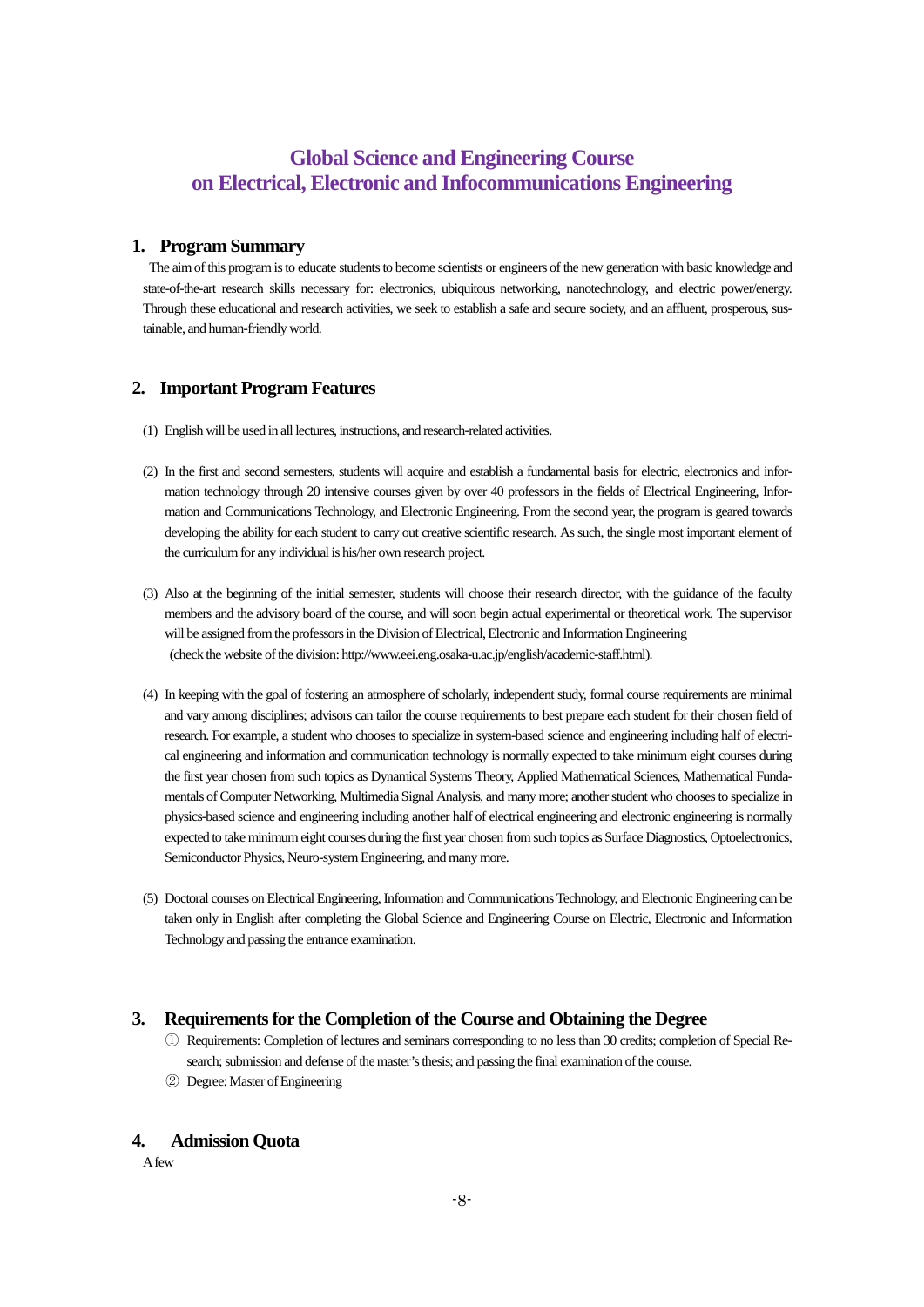# Global Science and Engineering Course on Electrical, Electronic and Infocommunications Engineering

## 1. Program Summary

The aim of this program is to educate students to become scientists or engineers of the new generation with basic knowledge and state-of-the-art research skills necessary for: electronics, ubiquitous networking, nanotechnology, and electric power/energy. Through these educational and research activities, we seek to establish a safe and secure society, and an affluent, prosperous, sustainable, and human-friendly world.

## 2. Important Program Features

(1) English will be used in all lectures, instructions, and research-related activities.

(2) In the first and second semesters, students will acquire and establish a fundamental basis for electric, electronics and information technology through 20 intensive courses given by over 40 professors in the fields of Electrical Engineering, Information and Communications Technology, and Electronic Engineering. From the second year, the program is geared towards developing the ability for each student to carry out creative scientific research. As such, the single most important element of the curriculum for any individual is his/her own research project.

(3) Also at the beginning of the initial semester, students will choose their research director, with the guidance of the faculty members and the advisory board of the course, and will soon begin actual experimental or theoretical work. The supervisor will be assigned from the professors in the Division of Electrical, Electronic and Information Engineering (check the website of the division: http://www.eei.eng.osaka-u.ac.jp/english/academic-staff.html).

(4) In keeping with the goal of fostering an atmosphere of scholarly, independent study, formal course requirements are minimal and vary among disciplines; advisors can tailor the course requirements to best prepare each student for their chosen field of research. For example, a student who chooses to specialize in system-based science and engineering including half of electrical engineering and information and communication technology is normally expected to take minimum eight courses during the first year chosen from such topics as Dynamical Systems Theory, Applied Mathematical Sciences, Mathematical Fundamentals of Computer Networking, Multimedia Signal Analysis, and many more; another student who chooses to specialize in physics-based science and engineering including another half of electrical engineering and electronic engineering is normally expected to take minimum eight courses during the first year chosen from such topics as Surface Diagnostics, Optoelectronics, Semiconductor Physics, Neuro-system Engineering, and many more.

(5) Doctoral courses on Electrical Engineering, Information and Communications Technology, and Electronic Engineering can be taken only in English after completing the Global Science and Engineering Course on Electric, Electronic and Information Technology and passing the entrance examination.

## 3. Requirements for the Completion of the Course and Obtaining the Degree

① Requirements: Completion of lectures and seminars corresponding to no less than 30 credits; completion of Special Research; submission and defense of the master's thesis; and passing the final examination of the course.

② Degree: Master of Engineering

## 4. Admission Quota

A few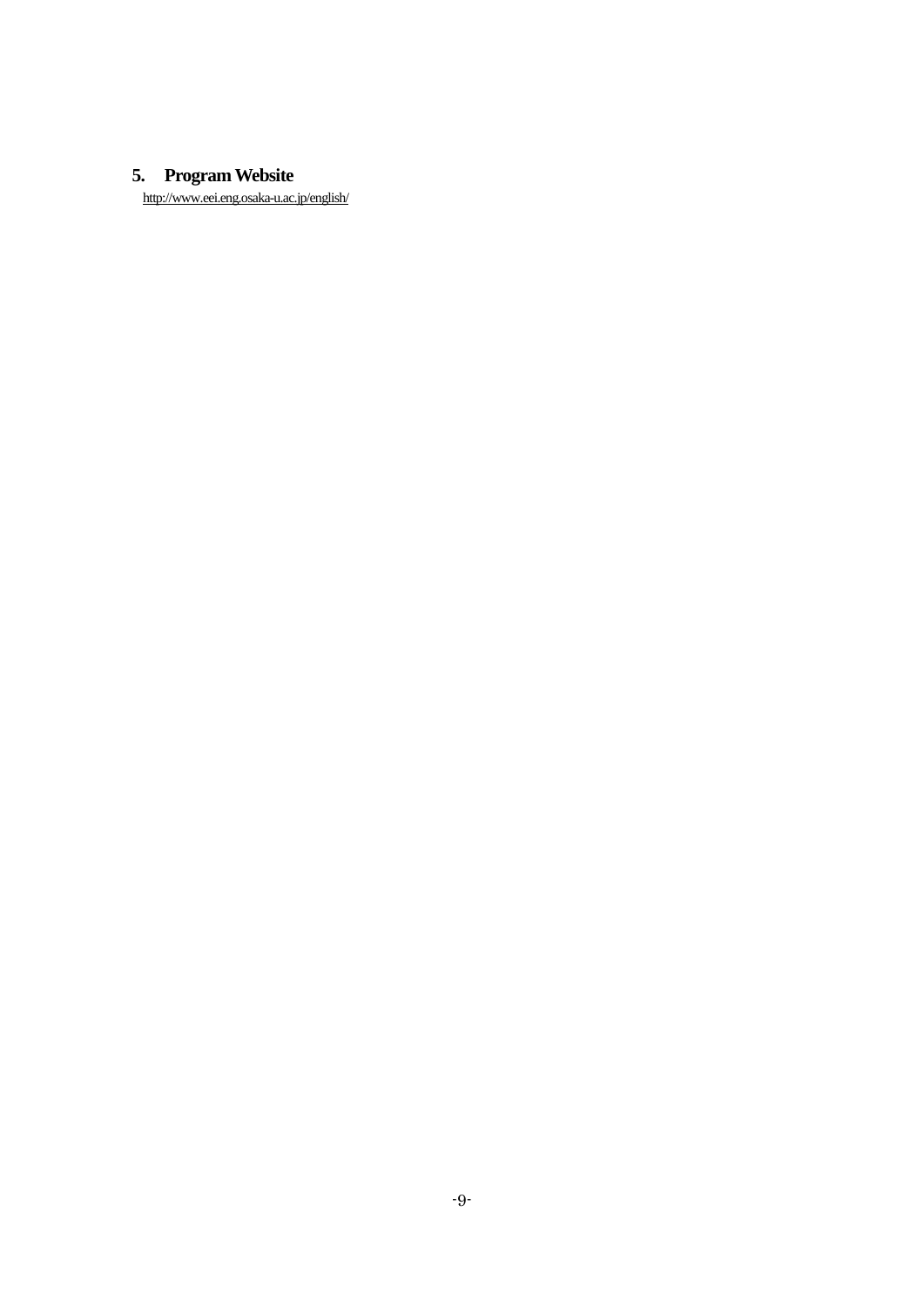## 5. Program Website

http://www.eei.eng.osaka-u.ac.jp/english/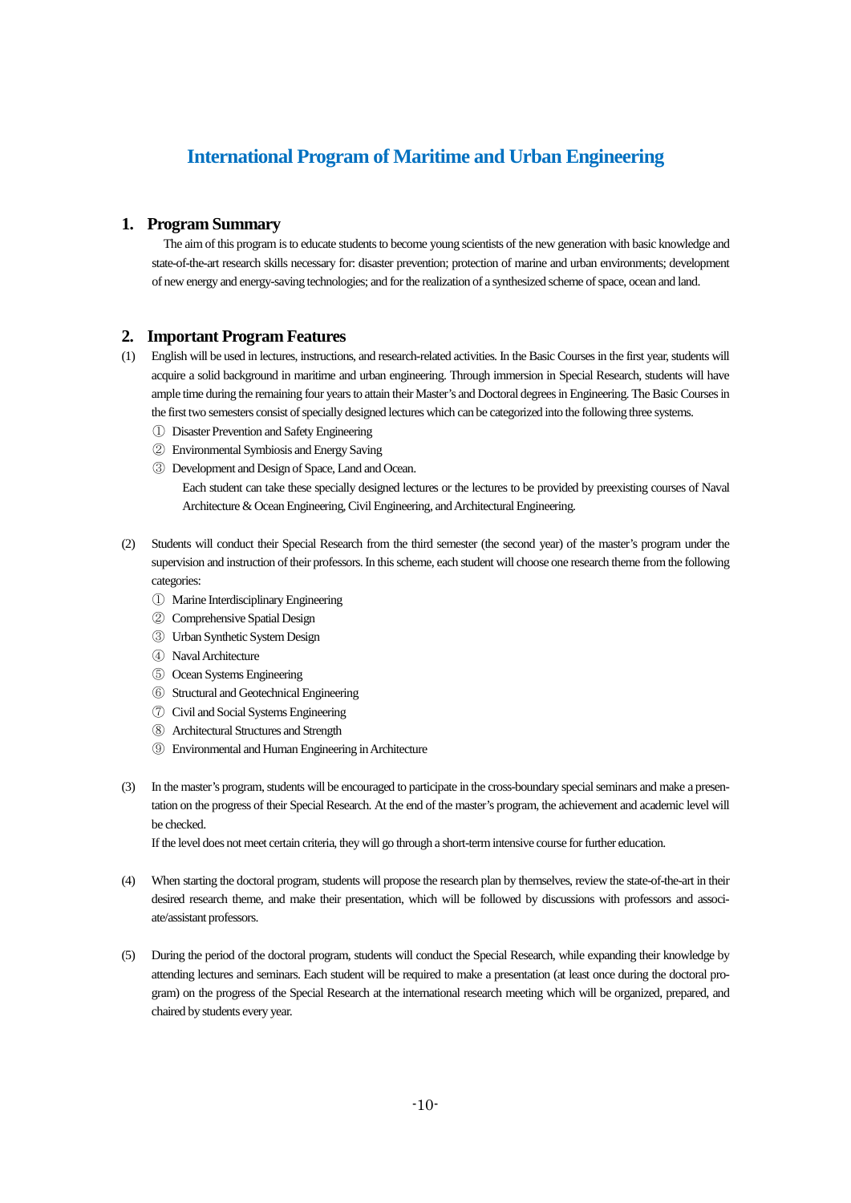# International Program of Maritime and Urban Engineering

## 1. Program Summary

The aim of this program is to educate students to become young scientists of the new generation with basic knowledge and state-of-the-art research skills necessary for: disaster prevention; protection of marine and urban environments; development of new energy and energy-saving technologies; and for the realization of a synthesized scheme of space, ocean and land.

## 2. Important Program Features

(1) English will be used in lectures, instructions, and research-related activities. In the Basic Courses in the first year, students will acquire a solid background in maritime and urban engineering. Through immersion in Special Research, students will have ample time during the remaining four years to attain their Master's and Doctoral degrees in Engineering. The Basic Courses in the first two semesters consist of specially designed lectures which can be categorized into the following three systems.

① Disaster Prevention and Safety Engineering
② Environmental Symbiosis and Energy Saving
③ Development and Design of Space, Land and Ocean.

Each student can take these specially designed lectures or the lectures to be provided by preexisting courses of Naval Architecture & Ocean Engineering, Civil Engineering, and Architectural Engineering.

(2) Students will conduct their Special Research from the third semester (the second year) of the master's program under the supervision and instruction of their professors. In this scheme, each student will choose one research theme from the following categories:

① Marine Interdisciplinary Engineering
② Comprehensive Spatial Design
③ Urban Synthetic System Design
④ Naval Architecture
⑤ Ocean Systems Engineering
⑥ Structural and Geotechnical Engineering
⑦ Civil and Social Systems Engineering
⑧ Architectural Structures and Strength
⑨ Environmental and Human Engineering in Architecture

(3) In the master's program, students will be encouraged to participate in the cross-boundary special seminars and make a presentation on the progress of their Special Research. At the end of the master's program, the achievement and academic level will be checked.
If the level does not meet certain criteria, they will go through a short-term intensive course for further education.

(4) When starting the doctoral program, students will propose the research plan by themselves, review the state-of-the-art in their desired research theme, and make their presentation, which will be followed by discussions with professors and associate/assistant professors.

(5) During the period of the doctoral program, students will conduct the Special Research, while expanding their knowledge by attending lectures and seminars. Each student will be required to make a presentation (at least once during the doctoral program) on the progress of the Special Research at the international research meeting which will be organized, prepared, and chaired by students every year.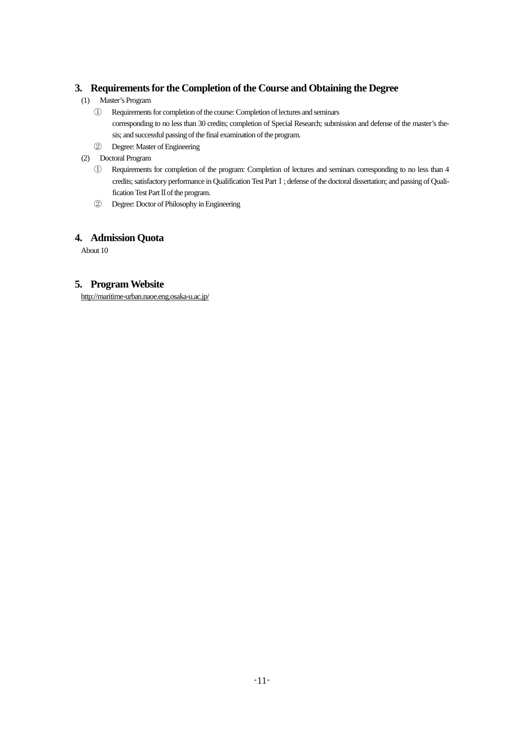## 3. Requirements for the Completion of the Course and Obtaining the Degree

(1) Master's Program

① Requirements for completion of the course: Completion of lectures and seminars corresponding to no less than 30 credits; completion of Special Research; submission and defense of the master's thesis; and successful passing of the final examination of the program.

② Degree: Master of Engineering

(2) Doctoral Program

① Requirements for completion of the program: Completion of lectures and seminars corresponding to no less than 4 credits; satisfactory performance in Qualification Test Part Ⅰ; defense of the doctoral dissertation; and passing of Qualification Test Part Ⅱ of the program.

② Degree: Doctor of Philosophy in Engineering

## 4. Admission Quota

About 10

## 5. Program Website

http://maritime-urban.naoe.eng.osaka-u.ac.jp/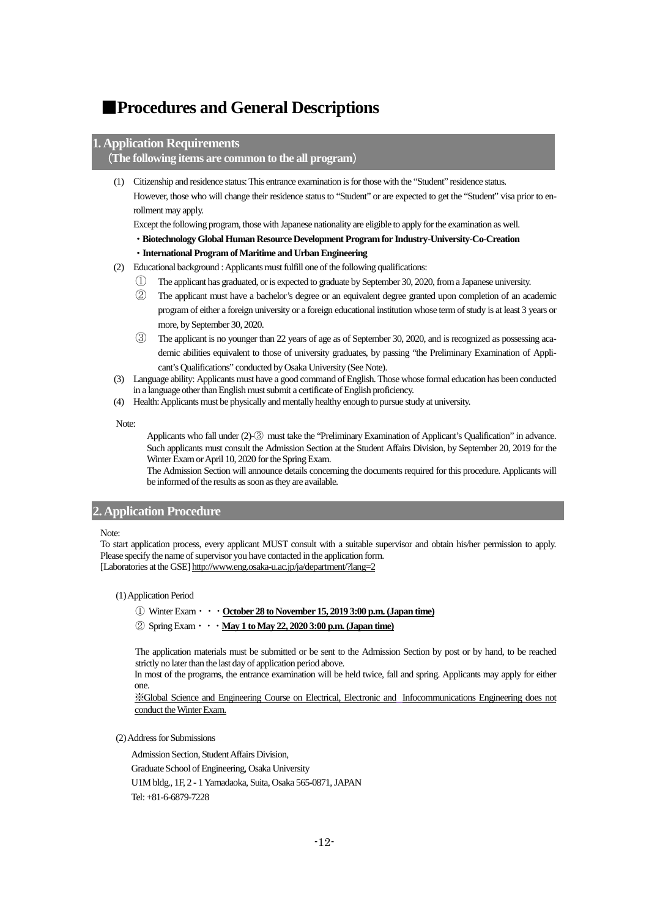# ■Procedures and General Descriptions

## 1. Application Requirements
### （The following items are common to the all program）

(1) Citizenship and residence status: This entrance examination is for those with the "Student" residence status.
However, those who will change their residence status to "Student" or are expected to get the "Student" visa prior to enrollment may apply.
Except the following program, those with Japanese nationality are eligible to apply for the examination as well.
- **Biotechnology Global Human Resource Development Program for Industry-University-Co-Creation**
- **International Program of Maritime and Urban Engineering**

(2) Educational background : Applicants must fulfill one of the following qualifications:
① The applicant has graduated, or is expected to graduate by September 30, 2020, from a Japanese university.
② The applicant must have a bachelor's degree or an equivalent degree granted upon completion of an academic program of either a foreign university or a foreign educational institution whose term of study is at least 3 years or more, by September 30, 2020.
③ The applicant is no younger than 22 years of age as of September 30, 2020, and is recognized as possessing academic abilities equivalent to those of university graduates, by passing "the Preliminary Examination of Applicant's Qualifications" conducted by Osaka University (See Note).

(3) Language ability: Applicants must have a good command of English. Those whose formal education has been conducted in a language other than English must submit a certificate of English proficiency.

(4) Health: Applicants must be physically and mentally healthy enough to pursue study at university.

Note:

Applicants who fall under (2)-③ must take the "Preliminary Examination of Applicant's Qualification" in advance. Such applicants must consult the Admission Section at the Student Affairs Division, by September 20, 2019 for the Winter Exam or April 10, 2020 for the Spring Exam.
The Admission Section will announce details concerning the documents required for this procedure. Applicants will be informed of the results as soon as they are available.

## 2. Application Procedure

Note:
To start application process, every applicant MUST consult with a suitable supervisor and obtain his/her permission to apply. Please specify the name of supervisor you have contacted in the application form.
[Laboratories at the GSE] http://www.eng.osaka-u.ac.jp/ja/department/?lang=2

(1) Application Period

① Winter Exam・・・**October 28 to November 15, 2019 3:00 p.m. (Japan time)**

② Spring Exam・・・**May 1 to May 22, 2020 3:00 p.m. (Japan time)**

The application materials must be submitted or be sent to the Admission Section by post or by hand, to be reached strictly no later than the last day of application period above.
In most of the programs, the entrance examination will be held twice, fall and spring. Applicants may apply for either one.
※Global Science and Engineering Course on Electrical, Electronic and Infocommunications Engineering does not conduct the Winter Exam.

(2) Address for Submissions

Admission Section, Student Affairs Division,
Graduate School of Engineering, Osaka University
U1M bldg., 1F, 2 - 1 Yamadaoka, Suita, Osaka 565-0871, JAPAN
Tel: +81-6-6879-7228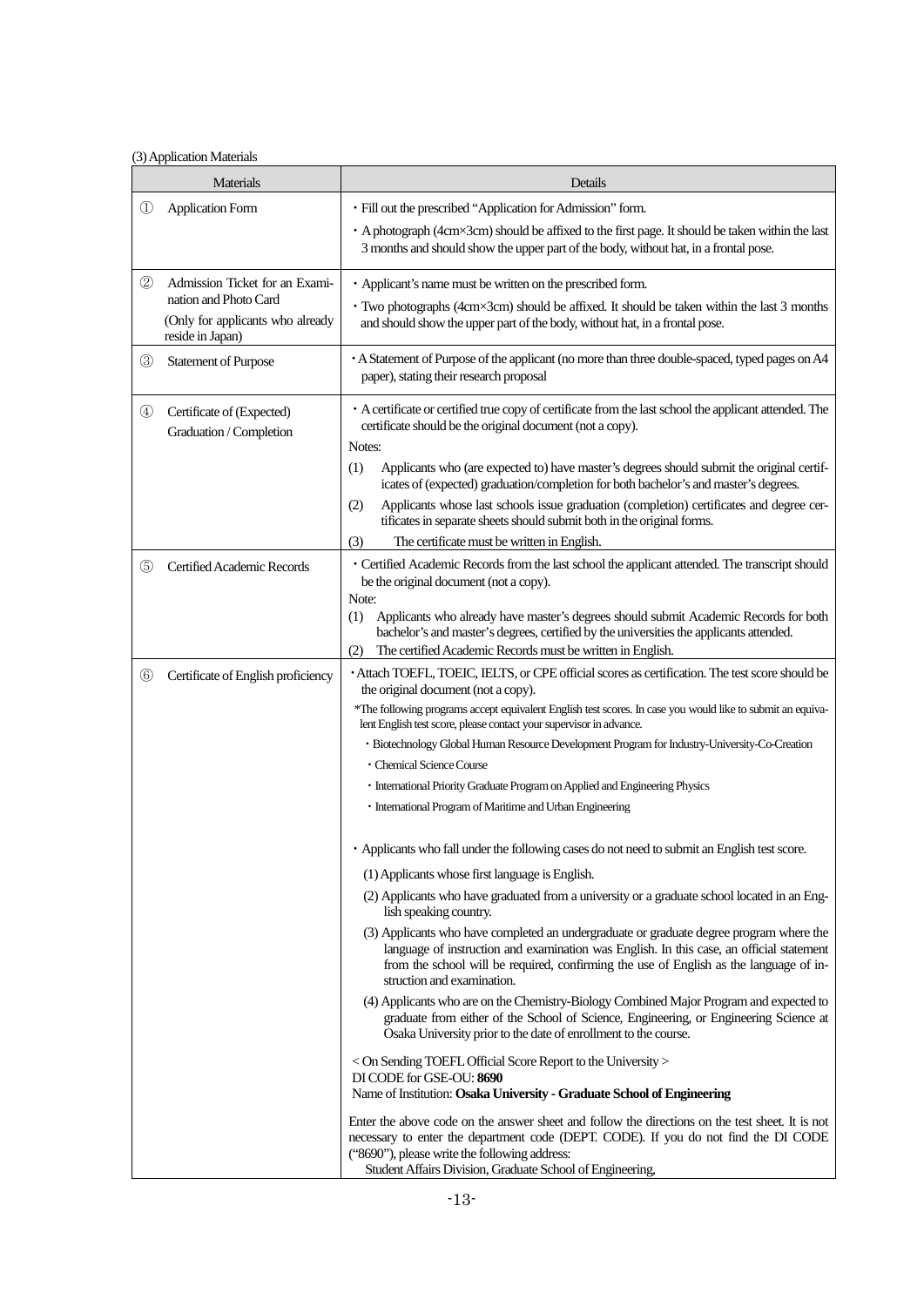(3) Application Materials

| Materials | Details |
| --- | --- |
| ① Application Form | ・Fill out the prescribed "Application for Admission" form.<br>・A photograph (4cm×3cm) should be affixed to the first page. It should be taken within the last 3 months and should show the upper part of the body, without hat, in a frontal pose. |
| ② Admission Ticket for an Examination and Photo Card<br>(Only for applicants who already reside in Japan) | ・Applicant's name must be written on the prescribed form.<br>・Two photographs (4cm×3cm) should be affixed. It should be taken within the last 3 months and should show the upper part of the body, without hat, in a frontal pose. |
| ③ Statement of Purpose | ・A Statement of Purpose of the applicant (no more than three double-spaced, typed pages on A4 paper), stating their research proposal |
| ④ Certificate of (Expected) Graduation / Completion | ・A certificate or certified true copy of certificate from the last school the applicant attended. The certificate should be the original document (not a copy).<br>Notes:<br>(1) Applicants who (are expected to) have master's degrees should submit the original certificates of (expected) graduation/completion for both bachelor's and master's degrees.<br>(2) Applicants whose last schools issue graduation (completion) certificates and degree certificates in separate sheets should submit both in the original forms.<br>(3) The certificate must be written in English. |
| ⑤ Certified Academic Records | ・Certified Academic Records from the last school the applicant attended. The transcript should be the original document (not a copy).<br>Note:<br>(1) Applicants who already have master's degrees should submit Academic Records for both bachelor's and master's degrees, certified by the universities the applicants attended.<br>(2) The certified Academic Records must be written in English. |
| ⑥ Certificate of English proficiency | ・Attach TOEFL, TOEIC, IELTS, or CPE official scores as certification. The test score should be the original document (not a copy).<br>*The following programs accept equivalent English test scores. In case you would like to submit an equivalent English test score, please contact your supervisor in advance.<br>・Biotechnology Global Human Resource Development Program for Industry-University-Co-Creation<br>・Chemical Science Course<br>・International Priority Graduate Program on Applied and Engineering Physics<br>・International Program of Maritime and Urban Engineering<br><br>・Applicants who fall under the following cases do not need to submit an English test score.<br>(1) Applicants whose first language is English.<br>(2) Applicants who have graduated from a university or a graduate school located in an English speaking country.<br>(3) Applicants who have completed an undergraduate or graduate degree program where the language of instruction and examination was English. In this case, an official statement from the school will be required, confirming the use of English as the language of instruction and examination.<br>(4) Applicants who are on the Chemistry-Biology Combined Major Program and expected to graduate from either of the School of Science, Engineering, or Engineering Science at Osaka University prior to the date of enrollment to the course.<br><br>< On Sending TOEFL Official Score Report to the University ><br>DI CODE for GSE-OU: **8690**<br>Name of Institution: **Osaka University - Graduate School of Engineering**<br><br>Enter the above code on the answer sheet and follow the directions on the test sheet. It is not necessary to enter the department code (DEPT. CODE). If you do not find the DI CODE ("8690"), please write the following address:<br>Student Affairs Division, Graduate School of Engineering, |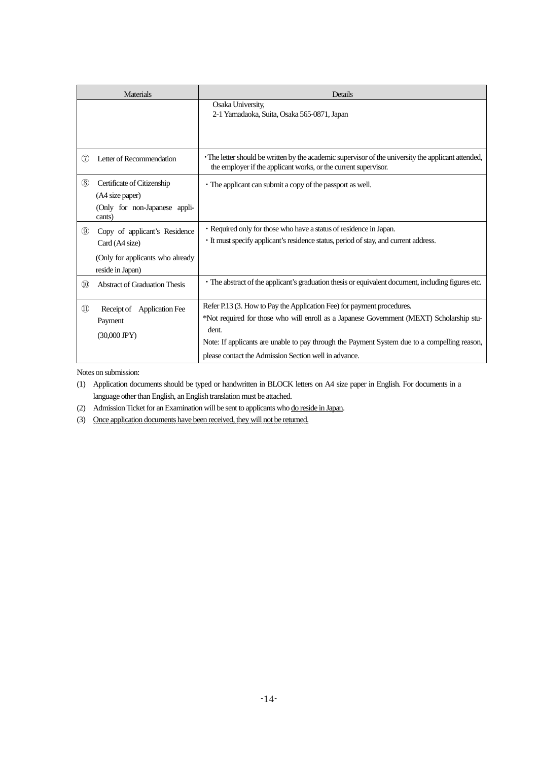| Materials | Details |
|---|---|
| | Osaka University,<br>2-1 Yamadaoka, Suita, Osaka 565-0871, Japan |
| ⑦ Letter of Recommendation | ・The letter should be written by the academic supervisor of the university the applicant attended, the employer if the applicant works, or the current supervisor. |
| ⑧ Certificate of Citizenship<br>(A4 size paper)<br>(Only for non-Japanese applicants) | ・The applicant can submit a copy of the passport as well. |
| ⑨ Copy of applicant's Residence Card (A4 size)<br>(Only for applicants who already reside in Japan) | ・Required only for those who have a status of residence in Japan.<br>・It must specify applicant's residence status, period of stay, and current address. |
| ⑩ Abstract of Graduation Thesis | ・The abstract of the applicant's graduation thesis or equivalent document, including figures etc. |
| ⑪ Receipt of Application Fee Payment<br>(30,000 JPY) | Refer P.13 (3. How to Pay the Application Fee) for payment procedures.<br>*Not required for those who will enroll as a Japanese Government (MEXT) Scholarship student.<br>Note: If applicants are unable to pay through the Payment System due to a compelling reason, please contact the Admission Section well in advance. |

Notes on submission:

(1) Application documents should be typed or handwritten in BLOCK letters on A4 size paper in English. For documents in a language other than English, an English translation must be attached.

(2) Admission Ticket for an Examination will be sent to applicants who do reside in Japan.

(3) Once application documents have been received, they will not be returned.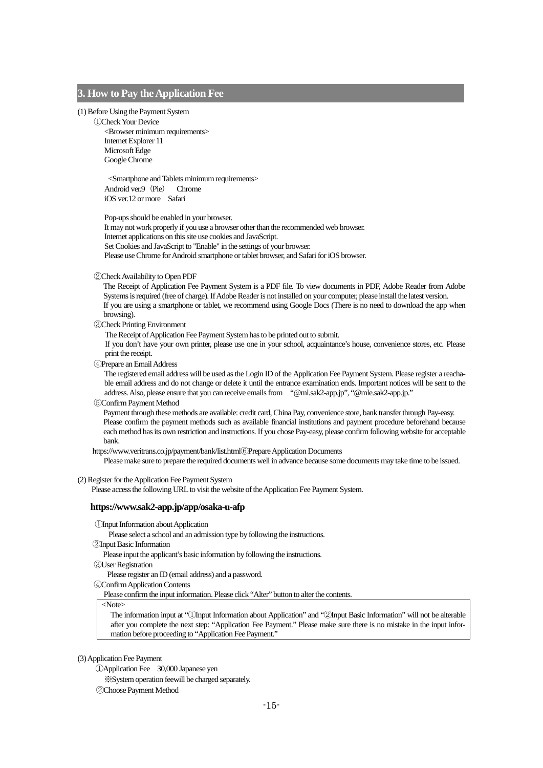## 3. How to Pay the Application Fee

(1) Before Using the Payment System

①Check Your Device

<Browser minimum requirements>
Internet Explorer 11
Microsoft Edge
Google Chrome

<Smartphone and Tablets minimum requirements>
Android ver.9（Pie） Chrome
iOS ver.12 or more Safari

Pop-ups should be enabled in your browser.
It may not work properly if you use a browser other than the recommended web browser.
Internet applications on this site use cookies and JavaScript.
Set Cookies and JavaScript to "Enable" in the settings of your browser.
Please use Chrome for Android smartphone or tablet browser, and Safari for iOS browser.

②Check Availability to Open PDF

The Receipt of Application Fee Payment System is a PDF file. To view documents in PDF, Adobe Reader from Adobe Systems is required (free of charge). If Adobe Reader is not installed on your computer, please install the latest version.
If you are using a smartphone or tablet, we recommend using Google Docs (There is no need to download the app when browsing).

③Check Printing Environment

The Receipt of Application Fee Payment System has to be printed out to submit.
If you don't have your own printer, please use one in your school, acquaintance's house, convenience stores, etc. Please print the receipt.

④Prepare an Email Address

The registered email address will be used as the Login ID of the Application Fee Payment System. Please register a reachable email address and do not change or delete it until the entrance examination ends. Important notices will be sent to the address. Also, please ensure that you can receive emails from "@ml.sak2-app.jp", "@mle.sak2-app.jp."

⑤Confirm Payment Method

Payment through these methods are available: credit card, China Pay, convenience store, bank transfer through Pay-easy.
Please confirm the payment methods such as available financial institutions and payment procedure beforehand because each method has its own restriction and instructions. If you chose Pay-easy, please confirm following website for acceptable bank.
https://www.veritrans.co.jp/payment/bank/list.html

⑥Prepare Application Documents

Please make sure to prepare the required documents well in advance because some documents may take time to be issued.

(2) Register for the Application Fee Payment System

Please access the following URL to visit the website of the Application Fee Payment System.

**https://www.sak2-app.jp/app/osaka-u-afp**

①Input Information about Application

Please select a school and an admission type by following the instructions.

②Input Basic Information

Please input the applicant's basic information by following the instructions.

③User Registration

Please register an ID (email address) and a password.

④Confirm Application Contents

Please confirm the input information. Please click "Alter" button to alter the contents.

<Note>
The information input at "①Input Information about Application" and "②Input Basic Information" will not be alterable after you complete the next step: "Application Fee Payment." Please make sure there is no mistake in the input information before proceeding to "Application Fee Payment."

(3) Application Fee Payment

①Application Fee 30,000 Japanese yen

※System operation feewill be charged separately.

②Choose Payment Method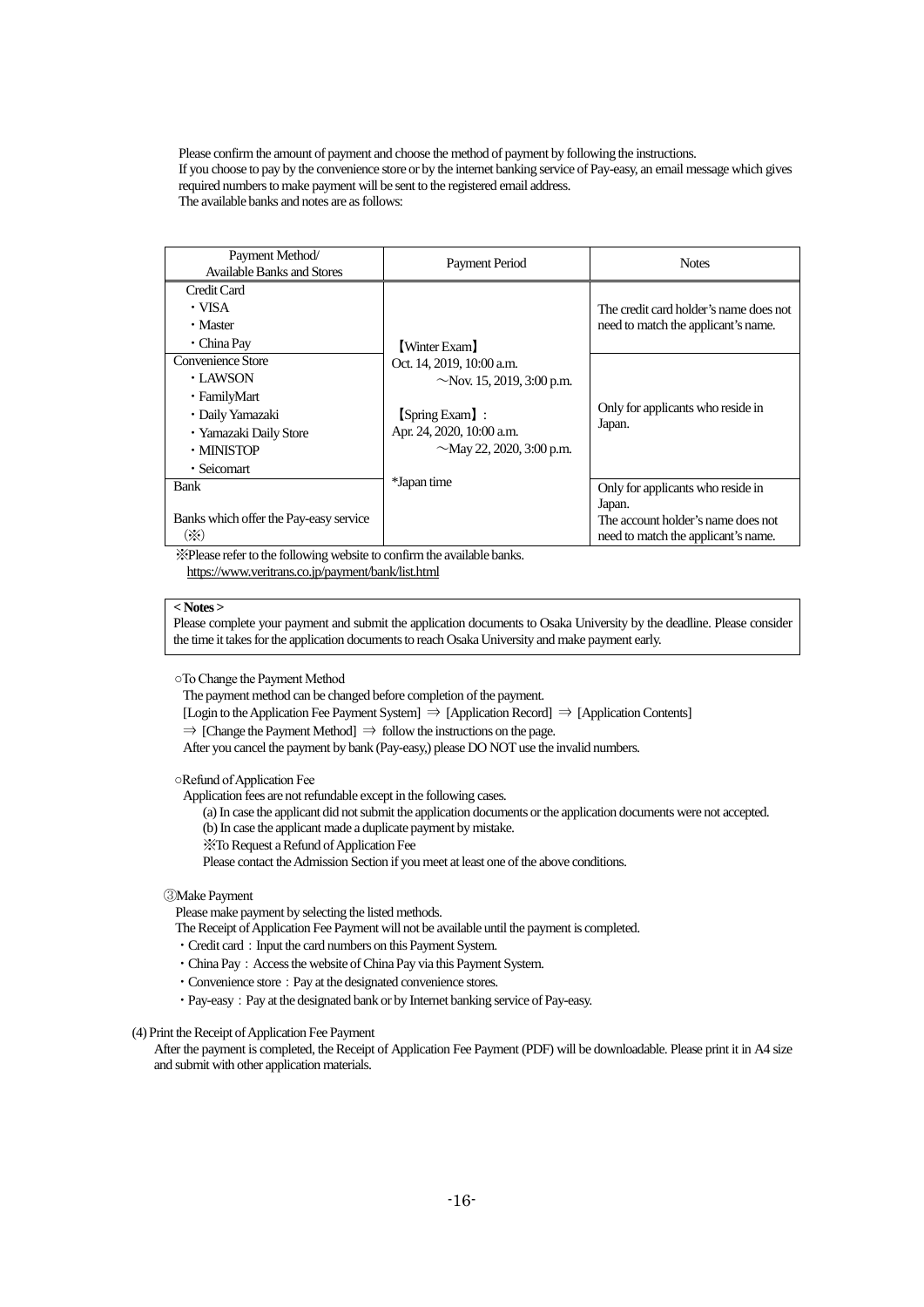Please confirm the amount of payment and choose the method of payment by following the instructions.
If you choose to pay by the convenience store or by the internet banking service of Pay-easy, an email message which gives required numbers to make payment will be sent to the registered email address.
The available banks and notes are as follows:

| Payment Method/ Available Banks and Stores | Payment Period | Notes |
|---|---|---|
| Credit Card<br>・VISA<br>・Master<br>・China Pay | 【Winter Exam】<br>Oct. 14, 2019, 10:00 a.m.<br>～Nov. 15, 2019, 3:00 p.m.<br><br>【Spring Exam】:<br>Apr. 24, 2020, 10:00 a.m.<br>～May 22, 2020, 3:00 p.m.<br><br>*Japan time | The credit card holder's name does not need to match the applicant's name. |
| Convenience Store<br>・LAWSON<br>・FamilyMart<br>・Daily Yamazaki<br>・Yamazaki Daily Store<br>・MINISTOP<br>・Seicomart | | Only for applicants who reside in Japan. |
| Bank<br><br>Banks which offer the Pay-easy service (※) | | Only for applicants who reside in Japan.<br>The account holder's name does not need to match the applicant's name. |

※Please refer to the following website to confirm the available banks.
https://www.veritrans.co.jp/payment/bank/list.html

**< Notes >**
Please complete your payment and submit the application documents to Osaka University by the deadline. Please consider the time it takes for the application documents to reach Osaka University and make payment early.

○To Change the Payment Method

The payment method can be changed before completion of the payment.
[Login to the Application Fee Payment System] ⇒ [Application Record] ⇒ [Application Contents]
⇒ [Change the Payment Method] ⇒ follow the instructions on the page.
After you cancel the payment by bank (Pay-easy,) please DO NOT use the invalid numbers.

○Refund of Application Fee

Application fees are not refundable except in the following cases.

(a) In case the applicant did not submit the application documents or the application documents were not accepted.
(b) In case the applicant made a duplicate payment by mistake.
※To Request a Refund of Application Fee
Please contact the Admission Section if you meet at least one of the above conditions.

③Make Payment

Please make payment by selecting the listed methods.
The Receipt of Application Fee Payment will not be available until the payment is completed.

- Credit card：Input the card numbers on this Payment System.
- China Pay：Access the website of China Pay via this Payment System.
- Convenience store：Pay at the designated convenience stores.
- Pay-easy：Pay at the designated bank or by Internet banking service of Pay-easy.

(4) Print the Receipt of Application Fee Payment

After the payment is completed, the Receipt of Application Fee Payment (PDF) will be downloadable. Please print it in A4 size and submit with other application materials.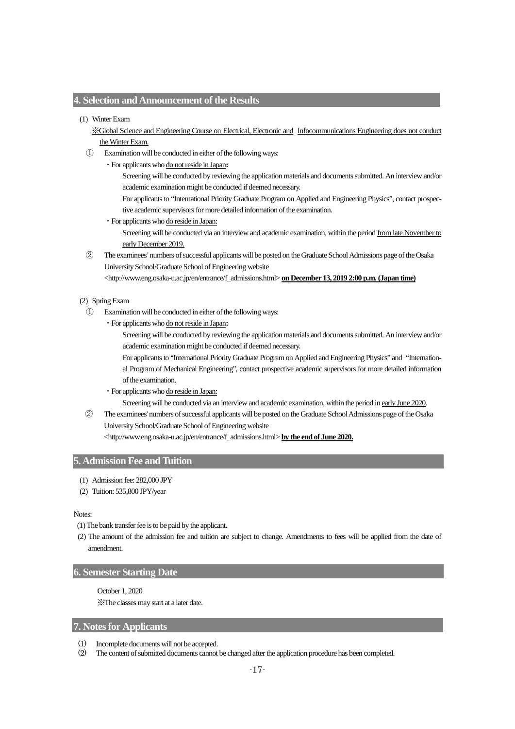## 4. Selection and Announcement of the Results

(1) Winter Exam

※Global Science and Engineering Course on Electrical, Electronic and Infocommunications Engineering does not conduct the Winter Exam.

① Examination will be conducted in either of the following ways:

・For applicants who do not reside in Japan**:**

Screening will be conducted by reviewing the application materials and documents submitted. An interview and/or academic examination might be conducted if deemed necessary.

For applicants to "International Priority Graduate Program on Applied and Engineering Physics", contact prospective academic supervisors for more detailed information of the examination.

・For applicants who do reside in Japan:

Screening will be conducted via an interview and academic examination, within the period from late November to early December 2019.

② The examinees' numbers of successful applicants will be posted on the Graduate School Admissions page of the Osaka University School/Graduate School of Engineering website <http://www.eng.osaka-u.ac.jp/en/entrance/f_admissions.html> **on December 13, 2019 2:00 p.m. (Japan time)**

(2) Spring Exam

① Examination will be conducted in either of the following ways:

・For applicants who do not reside in Japan**:**

Screening will be conducted by reviewing the application materials and documents submitted. An interview and/or academic examination might be conducted if deemed necessary.

For applicants to "International Priority Graduate Program on Applied and Engineering Physics" and "International Program of Mechanical Engineering", contact prospective academic supervisors for more detailed information of the examination.

・For applicants who do reside in Japan:

Screening will be conducted via an interview and academic examination, within the period in early June 2020.

② The examinees' numbers of successful applicants will be posted on the Graduate School Admissions page of the Osaka University School/Graduate School of Engineering website <http://www.eng.osaka-u.ac.jp/en/entrance/f_admissions.html> **by the end of June 2020.**

## 5. Admission Fee and Tuition

(1) Admission fee: 282,000 JPY

(2) Tuition: 535,800 JPY/year

Notes:

(1) The bank transfer fee is to be paid by the applicant.

(2) The amount of the admission fee and tuition are subject to change. Amendments to fees will be applied from the date of amendment.

## 6. Semester Starting Date

October 1, 2020

※The classes may start at a later date.

## 7. Notes for Applicants

(1) Incomplete documents will not be accepted.

(2) The content of submitted documents cannot be changed after the application procedure has been completed.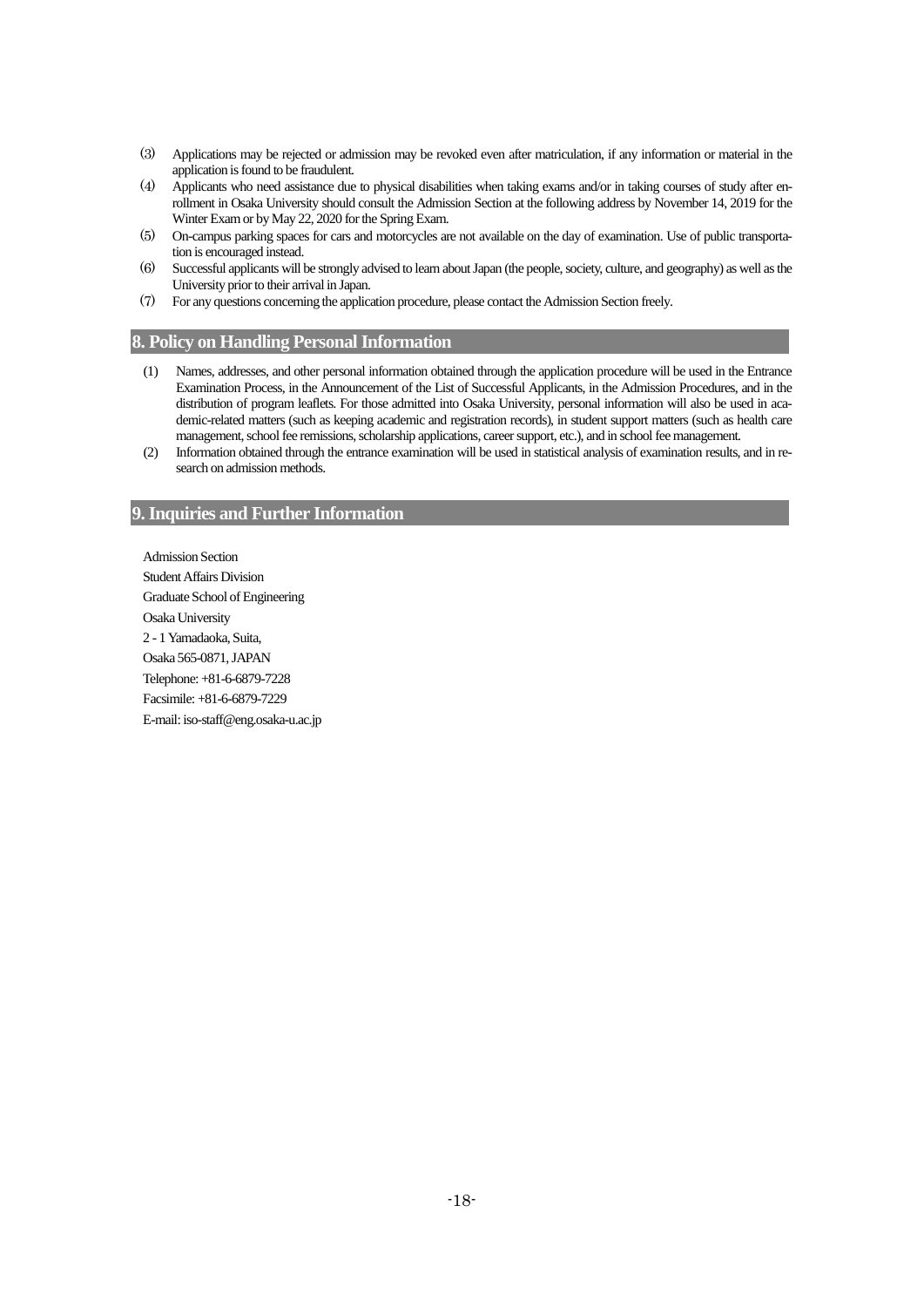(3) Applications may be rejected or admission may be revoked even after matriculation, if any information or material in the application is found to be fraudulent.

(4) Applicants who need assistance due to physical disabilities when taking exams and/or in taking courses of study after enrollment in Osaka University should consult the Admission Section at the following address by November 14, 2019 for the Winter Exam or by May 22, 2020 for the Spring Exam.

(5) On-campus parking spaces for cars and motorcycles are not available on the day of examination. Use of public transportation is encouraged instead.

(6) Successful applicants will be strongly advised to learn about Japan (the people, society, culture, and geography) as well as the University prior to their arrival in Japan.

(7) For any questions concerning the application procedure, please contact the Admission Section freely.

## 8. Policy on Handling Personal Information

(1) Names, addresses, and other personal information obtained through the application procedure will be used in the Entrance Examination Process, in the Announcement of the List of Successful Applicants, in the Admission Procedures, and in the distribution of program leaflets. For those admitted into Osaka University, personal information will also be used in academic-related matters (such as keeping academic and registration records), in student support matters (such as health care management, school fee remissions, scholarship applications, career support, etc.), and in school fee management.

(2) Information obtained through the entrance examination will be used in statistical analysis of examination results, and in research on admission methods.

## 9. Inquiries and Further Information

Admission Section
Student Affairs Division
Graduate School of Engineering
Osaka University
2 - 1 Yamadaoka, Suita,
Osaka 565-0871, JAPAN
Telephone: +81-6-6879-7228
Facsimile: +81-6-6879-7229
E-mail: iso-staff@eng.osaka-u.ac.jp